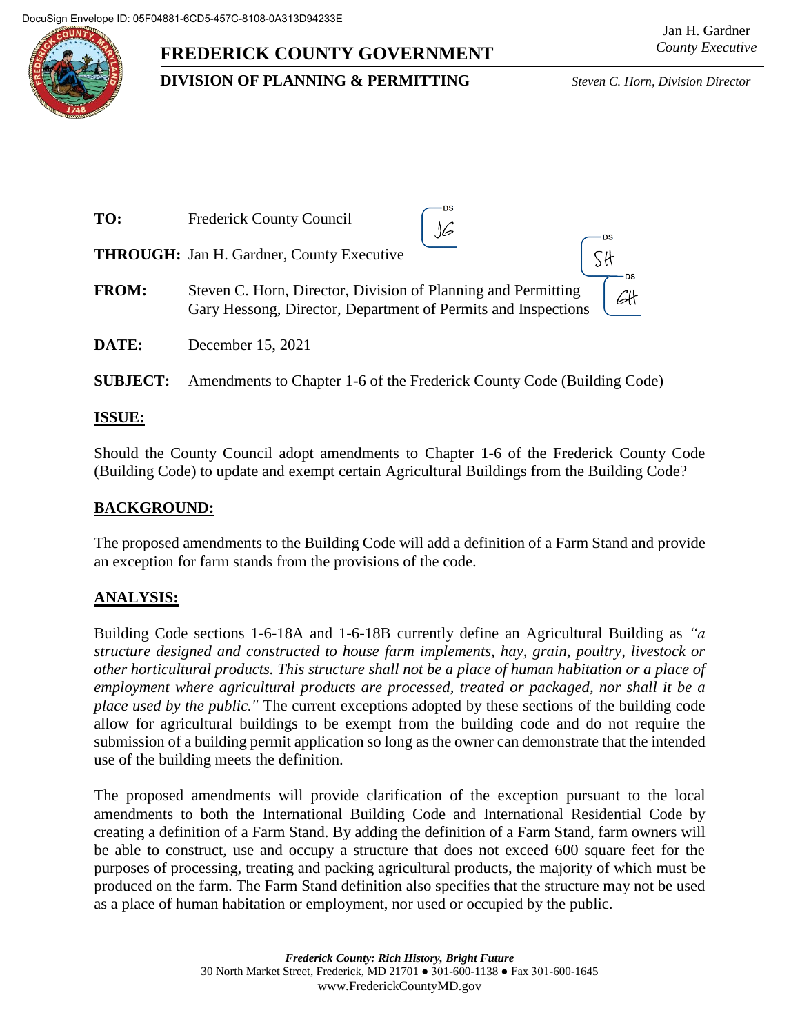DocuSign Envelope ID: 05F04881-6CD5-457C-8108-0A313D94233E

# FREDERICK COUNTY GOVERNMENT

Jan H. Gardner
*County Executive*

**DIVISION OF PLANNING & PERMITTING**

*Steven C. Horn, Division Director*

**TO:** Frederick County Council

**THROUGH:** Jan H. Gardner, County Executive

**FROM:** Steven C. Horn, Director, Division of Planning and Permitting
Gary Hessong, Director, Department of Permits and Inspections

**DATE:** December 15, 2021

**SUBJECT:** Amendments to Chapter 1-6 of the Frederick County Code (Building Code)

## ISSUE:

Should the County Council adopt amendments to Chapter 1-6 of the Frederick County Code (Building Code) to update and exempt certain Agricultural Buildings from the Building Code?

## BACKGROUND:

The proposed amendments to the Building Code will add a definition of a Farm Stand and provide an exception for farm stands from the provisions of the code.

## ANALYSIS:

Building Code sections 1-6-18A and 1-6-18B currently define an Agricultural Building as *"a structure designed and constructed to house farm implements, hay, grain, poultry, livestock or other horticultural products. This structure shall not be a place of human habitation or a place of employment where agricultural products are processed, treated or packaged, nor shall it be a place used by the public."* The current exceptions adopted by these sections of the building code allow for agricultural buildings to be exempt from the building code and do not require the submission of a building permit application so long as the owner can demonstrate that the intended use of the building meets the definition.

The proposed amendments will provide clarification of the exception pursuant to the local amendments to both the International Building Code and International Residential Code by creating a definition of a Farm Stand. By adding the definition of a Farm Stand, farm owners will be able to construct, use and occupy a structure that does not exceed 600 square feet for the purposes of processing, treating and packing agricultural products, the majority of which must be produced on the farm. The Farm Stand definition also specifies that the structure may not be used as a place of human habitation or employment, nor used or occupied by the public.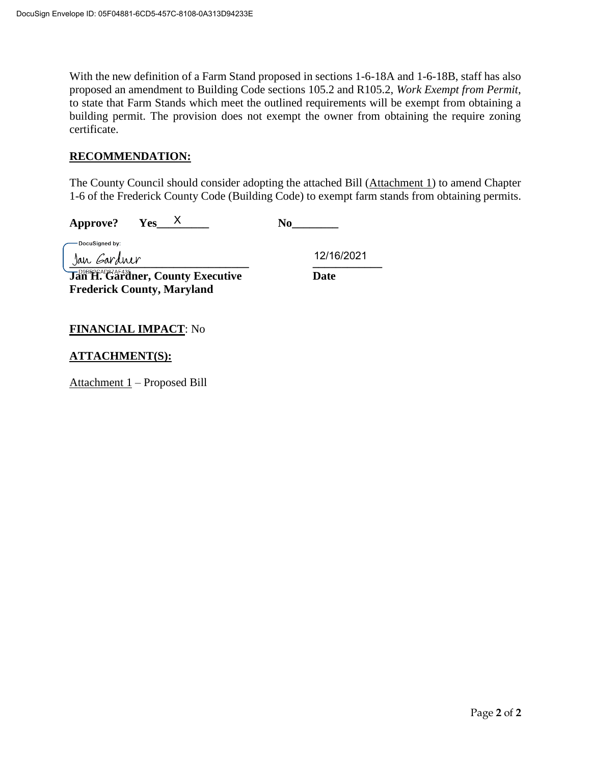With the new definition of a Farm Stand proposed in sections 1-6-18A and 1-6-18B, staff has also proposed an amendment to Building Code sections 105.2 and R105.2, *Work Exempt from Permit*, to state that Farm Stands which meet the outlined requirements will be exempt from obtaining a building permit. The provision does not exempt the owner from obtaining the require zoning certificate.

**RECOMMENDATION:**

The County Council should consider adopting the attached Bill (Attachment 1) to amend Chapter 1-6 of the Frederick County Code (Building Code) to exempt farm stands from obtaining permits.

**Approve?** **Yes** X **No**\_\_\_\_\_\_\_\_

DocuSigned by:
Jan Gardner
D9BB2CAD87AF435

**Jan H. Gardner, County Executive**
**Frederick County, Maryland**

12/16/2021
**Date**

**FINANCIAL IMPACT**: No

**ATTACHMENT(S):**

Attachment 1 – Proposed Bill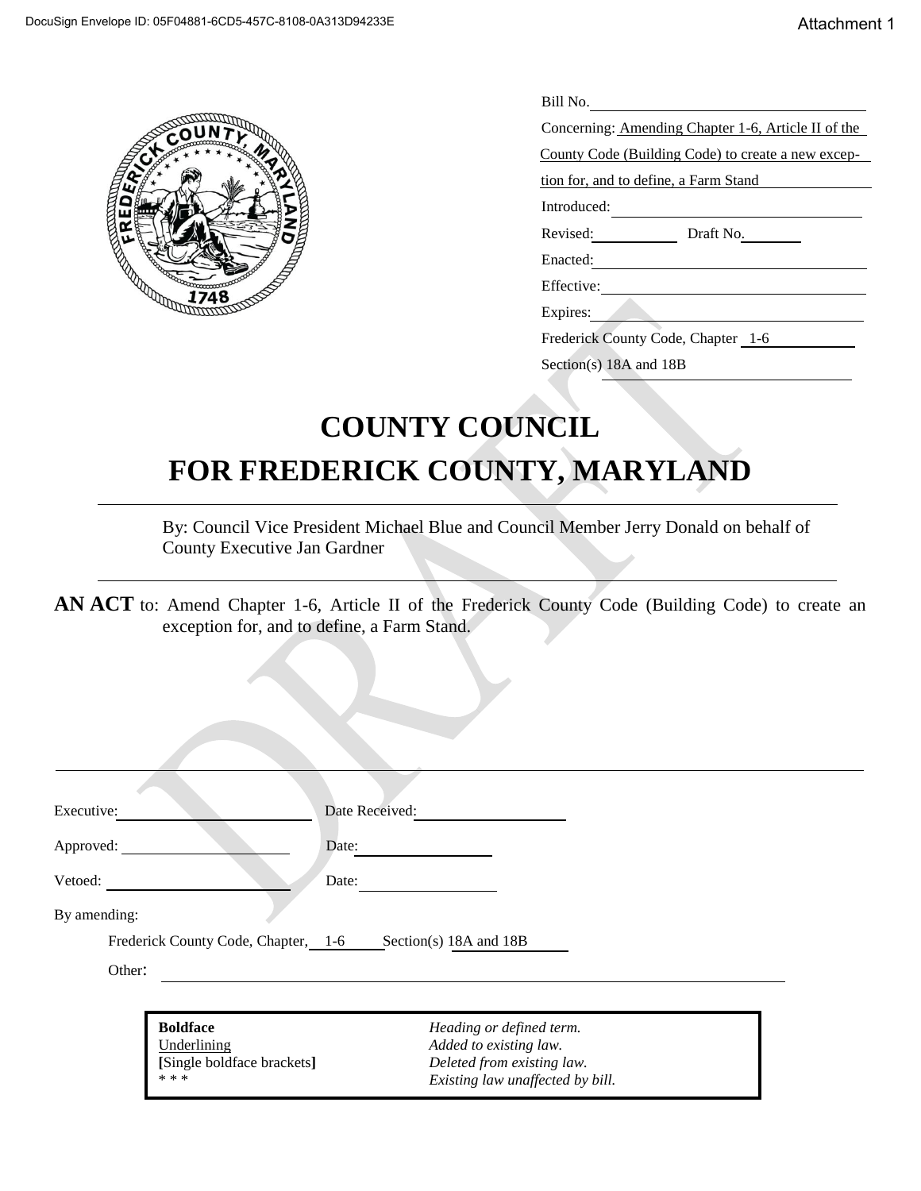DocuSign Envelope ID: 05F04881-6CD5-457C-8108-0A313D94233E

Attachment 1

Bill No.

Concerning: Amending Chapter 1-6, Article II of the County Code (Building Code) to create a new exception for, and to define, a Farm Stand

Introduced:

Revised: Draft No.

Enacted:

Effective:

Expires:

Frederick County Code, Chapter 1-6

Section(s) 18A and 18B

# COUNTY COUNCIL
# FOR FREDERICK COUNTY, MARYLAND

By: Council Vice President Michael Blue and Council Member Jerry Donald on behalf of County Executive Jan Gardner

**AN ACT** to: Amend Chapter 1-6, Article II of the Frederick County Code (Building Code) to create an exception for, and to define, a Farm Stand.

Executive: Date Received:

Approved: Date:

Vetoed: Date:

By amending:

Frederick County Code, Chapter, 1-6 Section(s) 18A and 18B

Other:

| | |
|---|---|
| **Boldface** | *Heading or defined term.* |
| Underlining | *Added to existing law.* |
| **[**Single boldface brackets**]** | *Deleted from existing law.* |
| * * * | *Existing law unaffected by bill.* |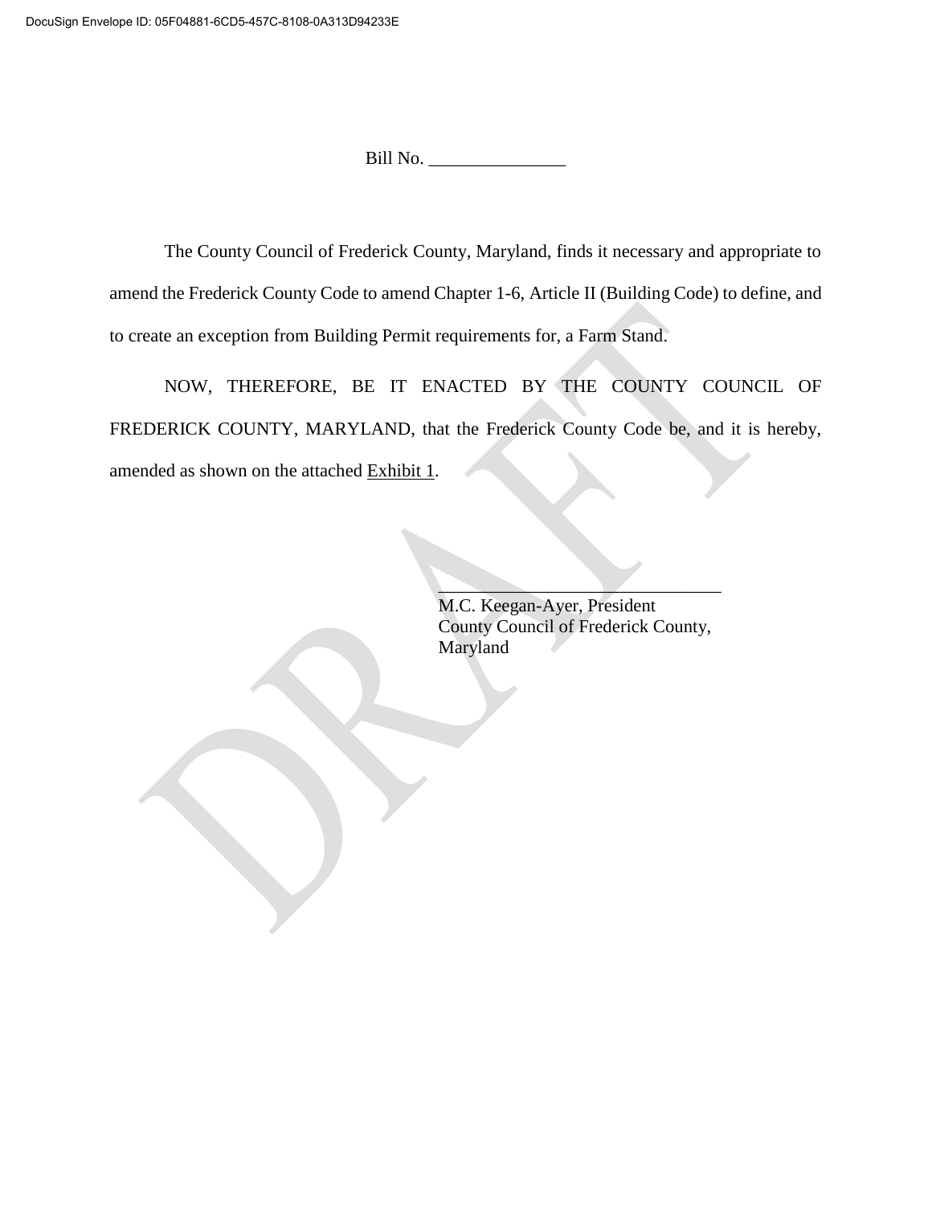Bill No. _______________

The County Council of Frederick County, Maryland, finds it necessary and appropriate to amend the Frederick County Code to amend Chapter 1-6, Article II (Building Code) to define, and to create an exception from Building Permit requirements for, a Farm Stand.

NOW, THEREFORE, BE IT ENACTED BY THE COUNTY COUNCIL OF FREDERICK COUNTY, MARYLAND, that the Frederick County Code be, and it is hereby, amended as shown on the attached Exhibit 1.

_________________________________
M.C. Keegan-Ayer, President
County Council of Frederick County, Maryland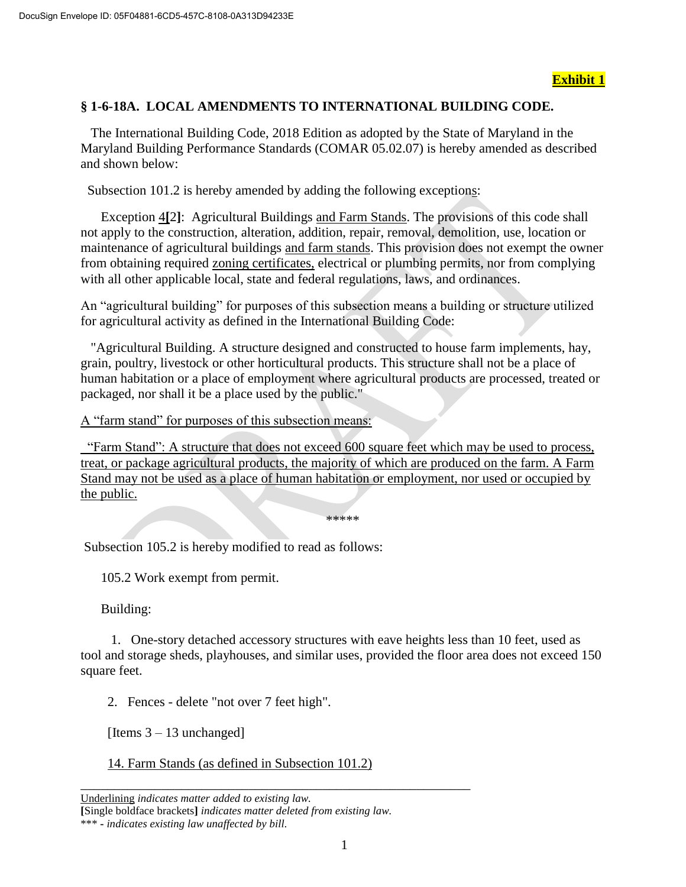**Exhibit 1**

## § 1-6-18A. LOCAL AMENDMENTS TO INTERNATIONAL BUILDING CODE.

The International Building Code, 2018 Edition as adopted by the State of Maryland in the Maryland Building Performance Standards (COMAR 05.02.07) is hereby amended as described and shown below:

Subsection 101.2 is hereby amended by adding the following exceptions:

Exception <u>4</u>**[**2**]**: Agricultural Buildings <u>and Farm Stands</u>. The provisions of this code shall not apply to the construction, alteration, addition, repair, removal, demolition, use, location or maintenance of agricultural buildings <u>and farm stands</u>. This provision does not exempt the owner from obtaining required <u>zoning certificates,</u> electrical or plumbing permits, nor from complying with all other applicable local, state and federal regulations, laws, and ordinances.

An "agricultural building" for purposes of this subsection means a building or structure utilized for agricultural activity as defined in the International Building Code:

"Agricultural Building. A structure designed and constructed to house farm implements, hay, grain, poultry, livestock or other horticultural products. This structure shall not be a place of human habitation or a place of employment where agricultural products are processed, treated or packaged, nor shall it be a place used by the public."

<u>A "farm stand" for purposes of this subsection means:</u>

<u>"Farm Stand": A structure that does not exceed 600 square feet which may be used to process, treat, or package agricultural products, the majority of which are produced on the farm. A Farm Stand may not be used as a place of human habitation or employment, nor used or occupied by the public.</u>

\*\*\*\*\*

Subsection 105.2 is hereby modified to read as follows:

105.2 Work exempt from permit.

Building:

1. One-story detached accessory structures with eave heights less than 10 feet, used as tool and storage sheds, playhouses, and similar uses, provided the floor area does not exceed 150 square feet.

2. Fences - delete "not over 7 feet high".

[Items 3 – 13 unchanged]

<u>14. Farm Stands (as defined in Subsection 101.2)</u>

---

<u>Underlining</u> *indicates matter added to existing law.*
**[**Single boldface brackets**]** *indicates matter deleted from existing law.*
\*\*\* - *indicates existing law unaffected by bill.*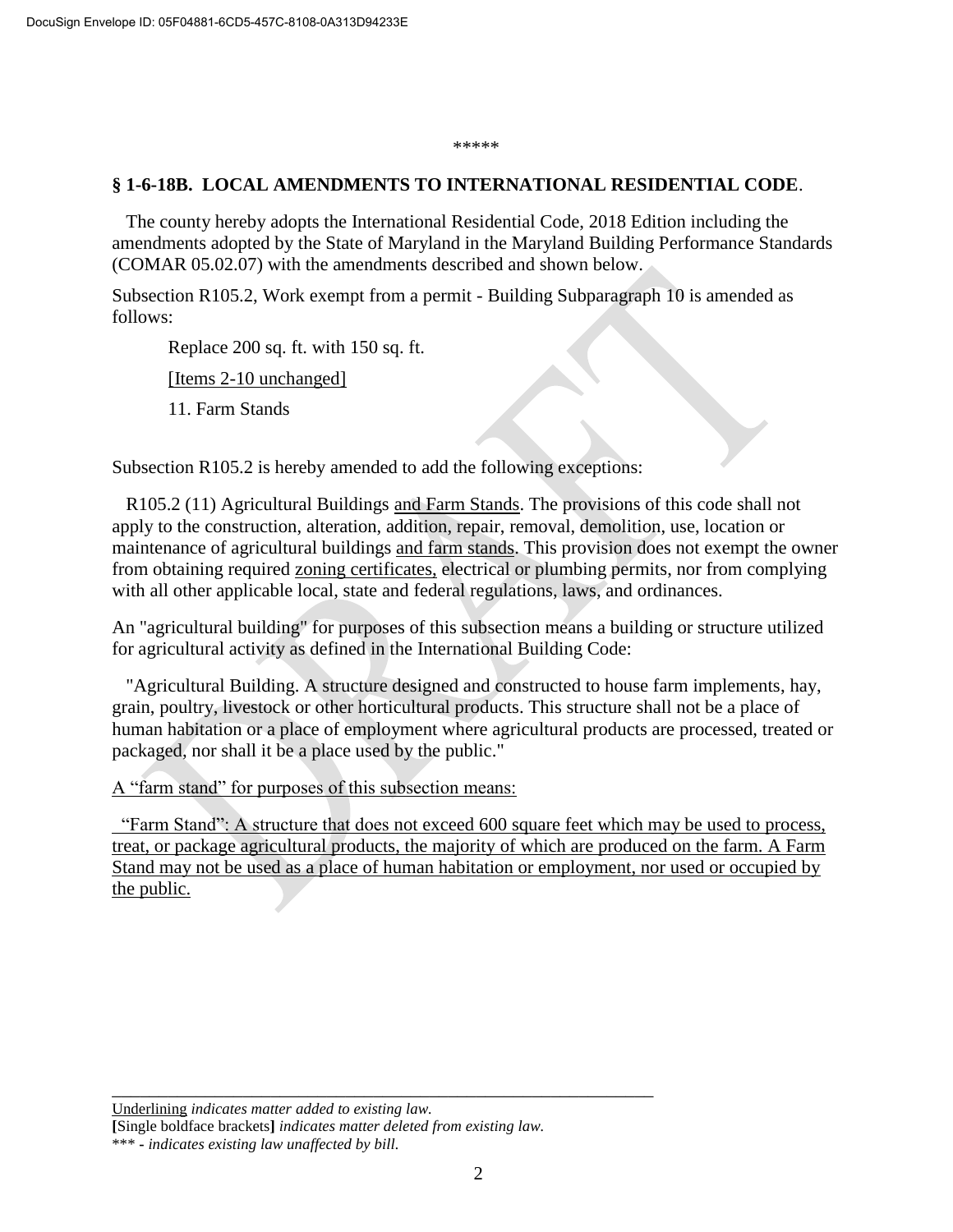\*\*\*\*\*

## § 1-6-18B. LOCAL AMENDMENTS TO INTERNATIONAL RESIDENTIAL CODE.

The county hereby adopts the International Residential Code, 2018 Edition including the amendments adopted by the State of Maryland in the Maryland Building Performance Standards (COMAR 05.02.07) with the amendments described and shown below.

Subsection R105.2, Work exempt from a permit - Building Subparagraph 10 is amended as follows:

Replace 200 sq. ft. with 150 sq. ft.

<u>[Items 2-10 unchanged]</u>

11. Farm Stands

Subsection R105.2 is hereby amended to add the following exceptions:

R105.2 (11) Agricultural Buildings <u>and Farm Stands</u>. The provisions of this code shall not apply to the construction, alteration, addition, repair, removal, demolition, use, location or maintenance of agricultural buildings <u>and farm stands</u>. This provision does not exempt the owner from obtaining required <u>zoning certificates,</u> electrical or plumbing permits, nor from complying with all other applicable local, state and federal regulations, laws, and ordinances.

An "agricultural building" for purposes of this subsection means a building or structure utilized for agricultural activity as defined in the International Building Code:

"Agricultural Building. A structure designed and constructed to house farm implements, hay, grain, poultry, livestock or other horticultural products. This structure shall not be a place of human habitation or a place of employment where agricultural products are processed, treated or packaged, nor shall it be a place used by the public."

<u>A "farm stand" for purposes of this subsection means:</u>

<u>"Farm Stand": A structure that does not exceed 600 square feet which may be used to process, treat, or package agricultural products, the majority of which are produced on the farm. A Farm Stand may not be used as a place of human habitation or employment, nor used or occupied by the public.</u>

---

<u>Underlining</u> *indicates matter added to existing law.*
**[**Single boldface brackets**]** *indicates matter deleted from existing law.*
\*\*\* - *indicates existing law unaffected by bill.*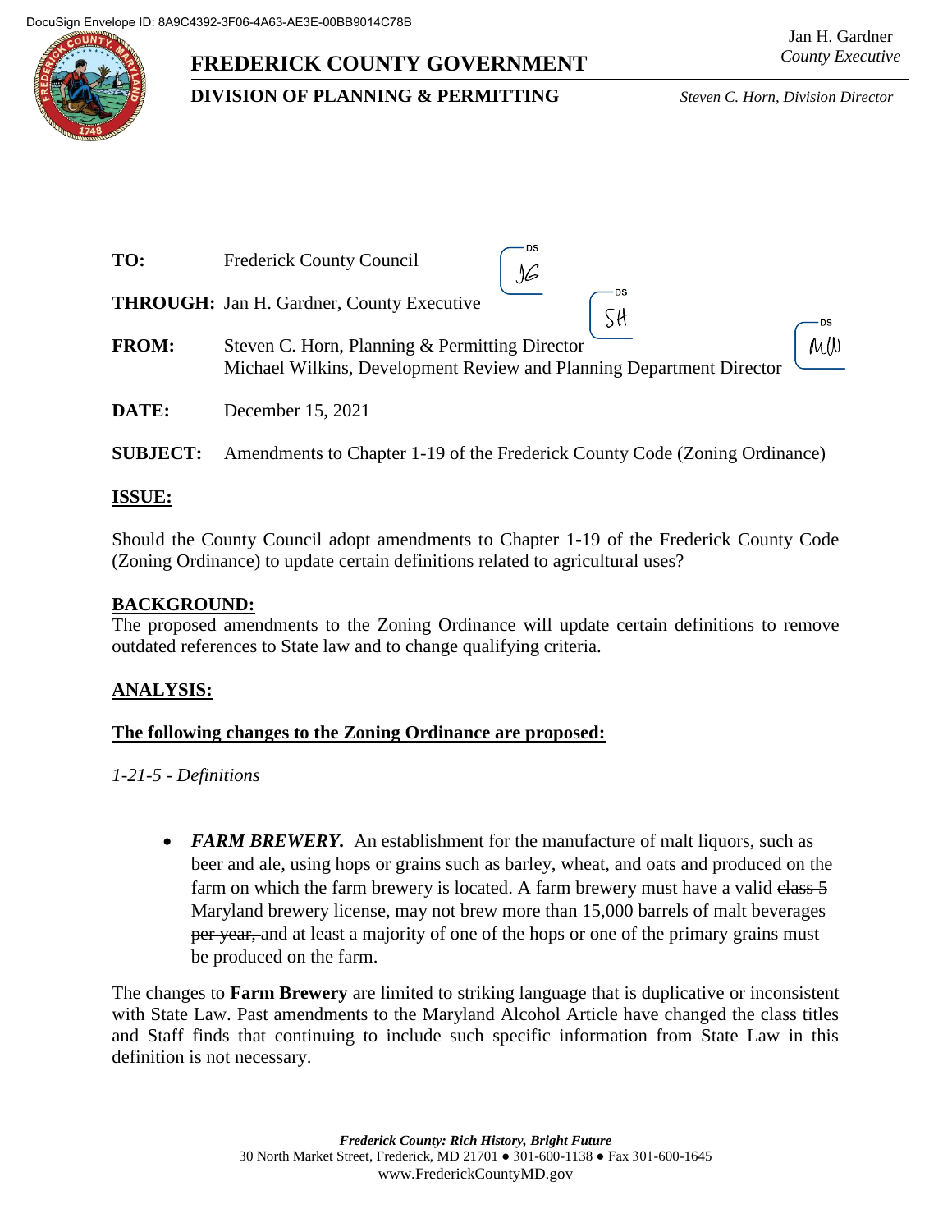DocuSign Envelope ID: 8A9C4392-3F06-4A63-AE3E-00BB9014C78B

Jan H. Gardner
*County Executive*

# FREDERICK COUNTY GOVERNMENT

**DIVISION OF PLANNING & PERMITTING** *Steven C. Horn, Division Director*

**TO:** Frederick County Council

**THROUGH:** Jan H. Gardner, County Executive

**FROM:** Steven C. Horn, Planning & Permitting Director
Michael Wilkins, Development Review and Planning Department Director

**DATE:** December 15, 2021

**SUBJECT:** Amendments to Chapter 1-19 of the Frederick County Code (Zoning Ordinance)

**ISSUE:**

Should the County Council adopt amendments to Chapter 1-19 of the Frederick County Code (Zoning Ordinance) to update certain definitions related to agricultural uses?

**BACKGROUND:**

The proposed amendments to the Zoning Ordinance will update certain definitions to remove outdated references to State law and to change qualifying criteria.

**ANALYSIS:**

**The following changes to the Zoning Ordinance are proposed:**

*1-21-5 - Definitions*

- ***FARM BREWERY.*** An establishment for the manufacture of malt liquors, such as beer and ale, using hops or grains such as barley, wheat, and oats and produced on the farm on which the farm brewery is located. A farm brewery must have a valid ~~class 5~~ Maryland brewery license, ~~may not brew more than 15,000 barrels of malt beverages per year,~~ and at least a majority of one of the hops or one of the primary grains must be produced on the farm.

The changes to **Farm Brewery** are limited to striking language that is duplicative or inconsistent with State Law. Past amendments to the Maryland Alcohol Article have changed the class titles and Staff finds that continuing to include such specific information from State Law in this definition is not necessary.

*Frederick County: Rich History, Bright Future*
30 North Market Street, Frederick, MD 21701 ● 301-600-1138 ● Fax 301-600-1645
www.FrederickCountyMD.gov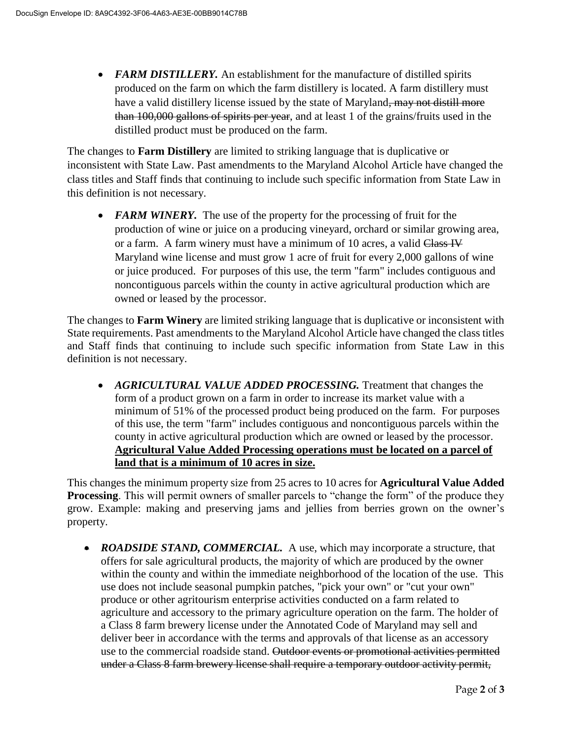- ***FARM DISTILLERY.*** An establishment for the manufacture of distilled spirits produced on the farm on which the farm distillery is located. A farm distillery must have a valid distillery license issued by the state of Maryland~~, may not distill more than 100,000 gallons of spirits per year~~, and at least 1 of the grains/fruits used in the distilled product must be produced on the farm.

The changes to **Farm Distillery** are limited to striking language that is duplicative or inconsistent with State Law. Past amendments to the Maryland Alcohol Article have changed the class titles and Staff finds that continuing to include such specific information from State Law in this definition is not necessary.

- ***FARM WINERY.*** The use of the property for the processing of fruit for the production of wine or juice on a producing vineyard, orchard or similar growing area, or a farm. A farm winery must have a minimum of 10 acres, a valid ~~Class IV~~ Maryland wine license and must grow 1 acre of fruit for every 2,000 gallons of wine or juice produced. For purposes of this use, the term "farm" includes contiguous and noncontiguous parcels within the county in active agricultural production which are owned or leased by the processor.

The changes to **Farm Winery** are limited striking language that is duplicative or inconsistent with State requirements. Past amendments to the Maryland Alcohol Article have changed the class titles and Staff finds that continuing to include such specific information from State Law in this definition is not necessary.

- ***AGRICULTURAL VALUE ADDED PROCESSING.*** Treatment that changes the form of a product grown on a farm in order to increase its market value with a minimum of 51% of the processed product being produced on the farm. For purposes of this use, the term "farm" includes contiguous and noncontiguous parcels within the county in active agricultural production which are owned or leased by the processor. **<u>Agricultural Value Added Processing operations must be located on a parcel of land that is a minimum of 10 acres in size.</u>**

This changes the minimum property size from 25 acres to 10 acres for **Agricultural Value Added Processing**. This will permit owners of smaller parcels to "change the form" of the produce they grow. Example: making and preserving jams and jellies from berries grown on the owner's property.

- ***ROADSIDE STAND, COMMERCIAL.*** A use, which may incorporate a structure, that offers for sale agricultural products, the majority of which are produced by the owner within the county and within the immediate neighborhood of the location of the use. This use does not include seasonal pumpkin patches, "pick your own" or "cut your own" produce or other agritourism enterprise activities conducted on a farm related to agriculture and accessory to the primary agriculture operation on the farm. The holder of a Class 8 farm brewery license under the Annotated Code of Maryland may sell and deliver beer in accordance with the terms and approvals of that license as an accessory use to the commercial roadside stand. ~~Outdoor events or promotional activities permitted under a Class 8 farm brewery license shall require a temporary outdoor activity permit,~~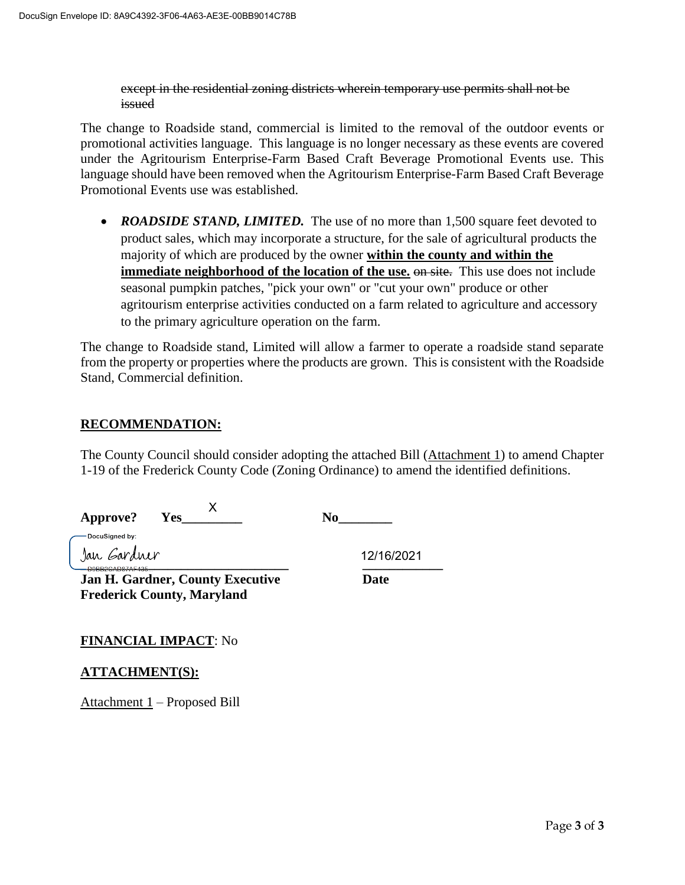~~except in the residential zoning districts wherein temporary use permits shall not be issued~~

The change to Roadside stand, commercial is limited to the removal of the outdoor events or promotional activities language. This language is no longer necessary as these events are covered under the Agritourism Enterprise-Farm Based Craft Beverage Promotional Events use. This language should have been removed when the Agritourism Enterprise-Farm Based Craft Beverage Promotional Events use was established.

- ***ROADSIDE STAND, LIMITED.*** The use of no more than 1,500 square feet devoted to product sales, which may incorporate a structure, for the sale of agricultural products the majority of which are produced by the owner <u>**within the county and within the immediate neighborhood of the location of the use.**</u> ~~on site.~~ This use does not include seasonal pumpkin patches, "pick your own" or "cut your own" produce or other agritourism enterprise activities conducted on a farm related to agriculture and accessory to the primary agriculture operation on the farm.

The change to Roadside stand, Limited will allow a farmer to operate a roadside stand separate from the property or properties where the products are grown. This is consistent with the Roadside Stand, Commercial definition.

## <u>RECOMMENDATION:</u>

The County Council should consider adopting the attached Bill (<u>Attachment 1</u>) to amend Chapter 1-19 of the Frederick County Code (Zoning Ordinance) to amend the identified definitions.

**Approve? Yes** X **No**\_\_\_\_\_\_\_\_

DocuSigned by:
Jan Gardner
D0BB2CAD87AF435...

**Jan H. Gardner, County Executive**
**Frederick County, Maryland**

12/16/2021
**Date**

**<u>FINANCIAL IMPACT</u>**: No

## <u>ATTACHMENT(S):</u>

<u>Attachment 1</u> – Proposed Bill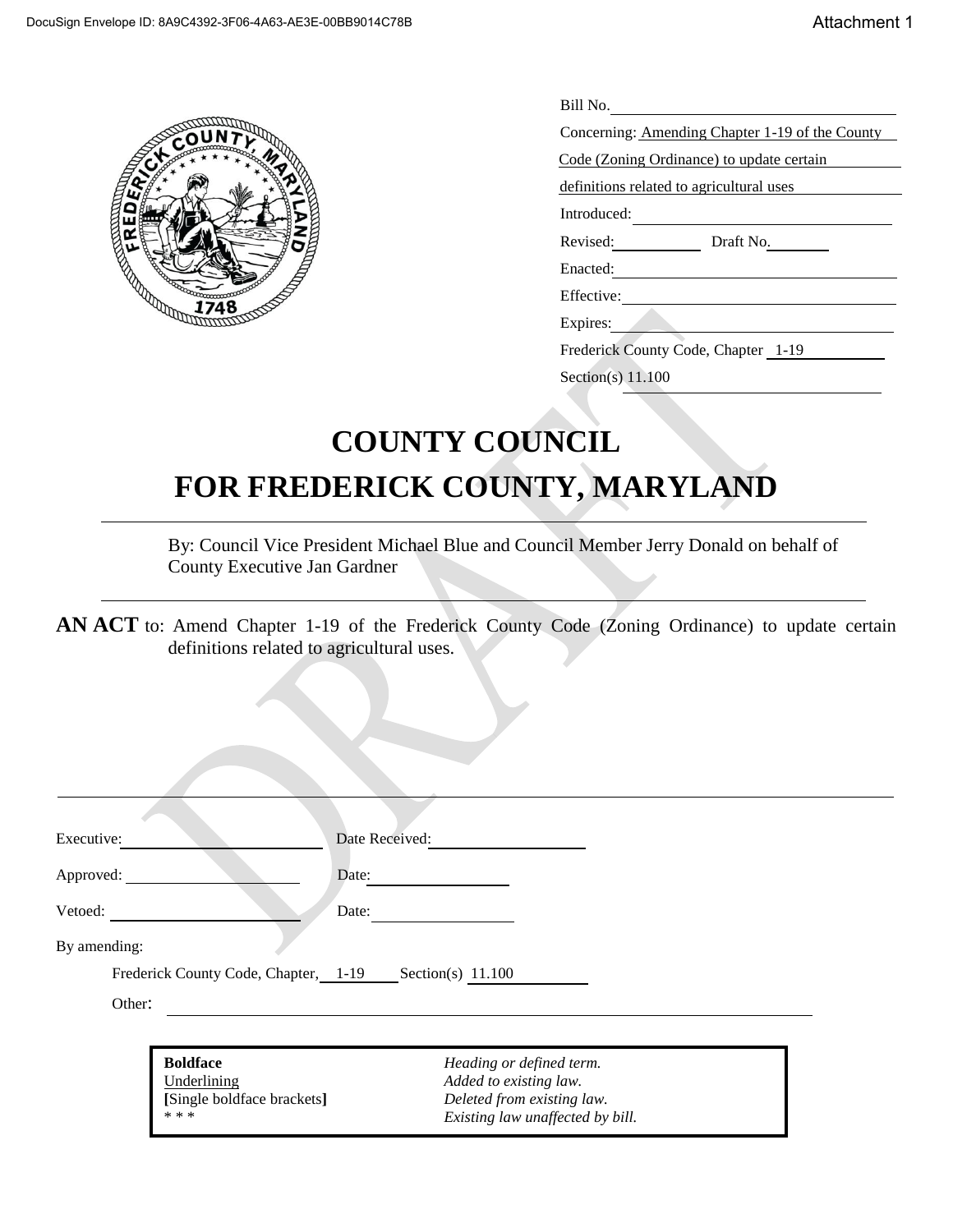DocuSign Envelope ID: 8A9C4392-3F06-4A63-AE3E-00BB9014C78B

Attachment 1

Bill No.

Concerning: Amending Chapter 1-19 of the County Code (Zoning Ordinance) to update certain definitions related to agricultural uses

Introduced:

Revised: Draft No.

Enacted:

Effective:

Expires:

Frederick County Code, Chapter 1-19

Section(s) 11.100

# COUNTY COUNCIL
# FOR FREDERICK COUNTY, MARYLAND

By: Council Vice President Michael Blue and Council Member Jerry Donald on behalf of County Executive Jan Gardner

**AN ACT** to: Amend Chapter 1-19 of the Frederick County Code (Zoning Ordinance) to update certain definitions related to agricultural uses.

Executive: Date Received:

Approved: Date:

Vetoed: Date:

By amending:

Frederick County Code, Chapter, 1-19 Section(s) 11.100

Other:

| | |
|---|---|
| **Boldface** | *Heading or defined term.* |
| Underlining | *Added to existing law.* |
| **[**Single boldface brackets**]** | *Deleted from existing law.* |
| * * * | *Existing law unaffected by bill.* |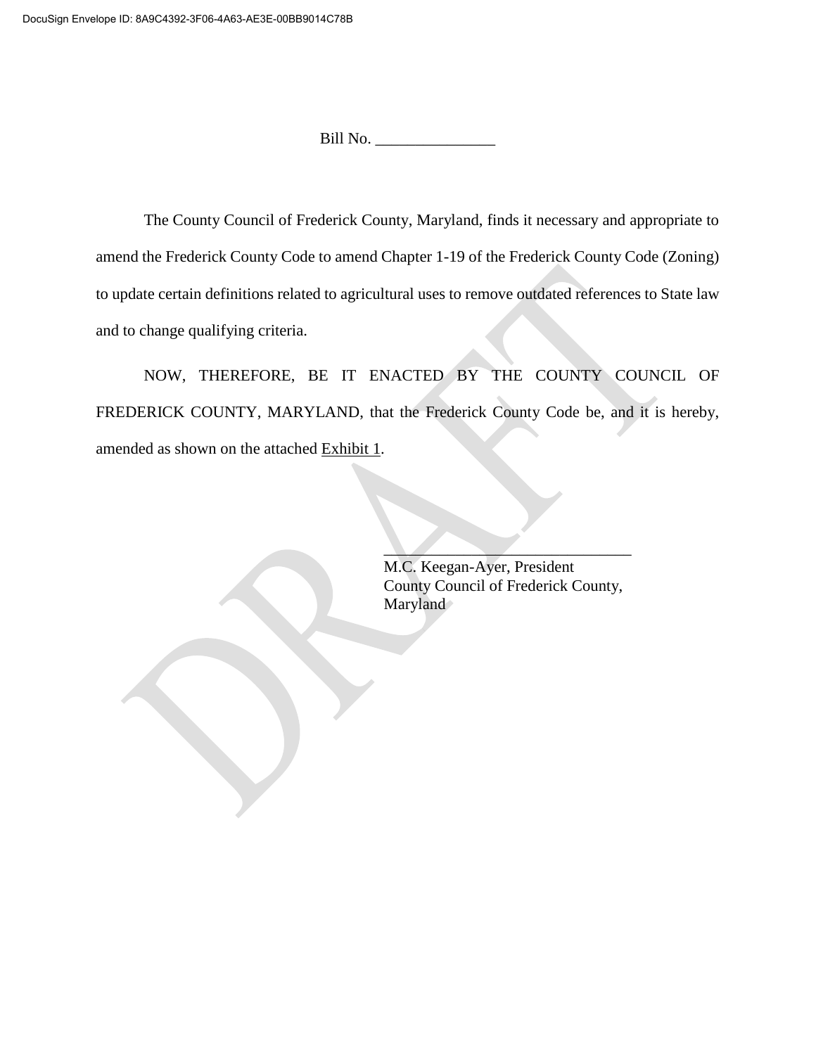DocuSign Envelope ID: 8A9C4392-3F06-4A63-AE3E-00BB9014C78B

Bill No. _______________

The County Council of Frederick County, Maryland, finds it necessary and appropriate to amend the Frederick County Code to amend Chapter 1-19 of the Frederick County Code (Zoning) to update certain definitions related to agricultural uses to remove outdated references to State law and to change qualifying criteria.

NOW, THEREFORE, BE IT ENACTED BY THE COUNTY COUNCIL OF FREDERICK COUNTY, MARYLAND, that the Frederick County Code be, and it is hereby, amended as shown on the attached Exhibit 1.

_________________________________
M.C. Keegan-Ayer, President
County Council of Frederick County, Maryland

DRAFT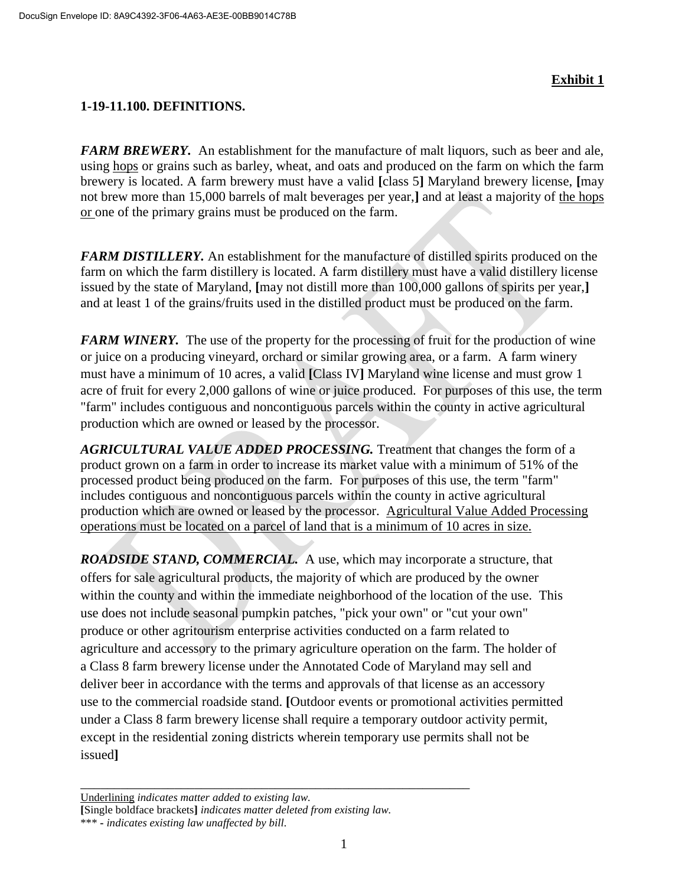**Exhibit 1**

**1-19-11.100. DEFINITIONS.**

***FARM BREWERY.*** An establishment for the manufacture of malt liquors, such as beer and ale, using <u>hops</u> or grains such as barley, wheat, and oats and produced on the farm on which the farm brewery is located. A farm brewery must have a valid **[**class 5**]** Maryland brewery license, **[**may not brew more than 15,000 barrels of malt beverages per year,**]** and at least a majority of <u>the hops or</u> one of the primary grains must be produced on the farm.

***FARM DISTILLERY.*** An establishment for the manufacture of distilled spirits produced on the farm on which the farm distillery is located. A farm distillery must have a valid distillery license issued by the state of Maryland, **[**may not distill more than 100,000 gallons of spirits per year,**]** and at least 1 of the grains/fruits used in the distilled product must be produced on the farm.

***FARM WINERY.*** The use of the property for the processing of fruit for the production of wine or juice on a producing vineyard, orchard or similar growing area, or a farm. A farm winery must have a minimum of 10 acres, a valid **[**Class IV**]** Maryland wine license and must grow 1 acre of fruit for every 2,000 gallons of wine or juice produced. For purposes of this use, the term "farm" includes contiguous and noncontiguous parcels within the county in active agricultural production which are owned or leased by the processor.

***AGRICULTURAL VALUE ADDED PROCESSING.*** Treatment that changes the form of a product grown on a farm in order to increase its market value with a minimum of 51% of the processed product being produced on the farm. For purposes of this use, the term "farm" includes contiguous and noncontiguous parcels within the county in active agricultural production which are owned or leased by the processor. <u>Agricultural Value Added Processing operations must be located on a parcel of land that is a minimum of 10 acres in size.</u>

***ROADSIDE STAND, COMMERCIAL.*** A use, which may incorporate a structure, that offers for sale agricultural products, the majority of which are produced by the owner within the county and within the immediate neighborhood of the location of the use. This use does not include seasonal pumpkin patches, "pick your own" or "cut your own" produce or other agritourism enterprise activities conducted on a farm related to agriculture and accessory to the primary agriculture operation on the farm. The holder of a Class 8 farm brewery license under the Annotated Code of Maryland may sell and deliver beer in accordance with the terms and approvals of that license as an accessory use to the commercial roadside stand. **[**Outdoor events or promotional activities permitted under a Class 8 farm brewery license shall require a temporary outdoor activity permit, except in the residential zoning districts wherein temporary use permits shall not be issued**]**

---

<u>Underlining</u> *indicates matter added to existing law.*
**[**Single boldface brackets**]** *indicates matter deleted from existing law.*
\*\*\* - *indicates existing law unaffected by bill.*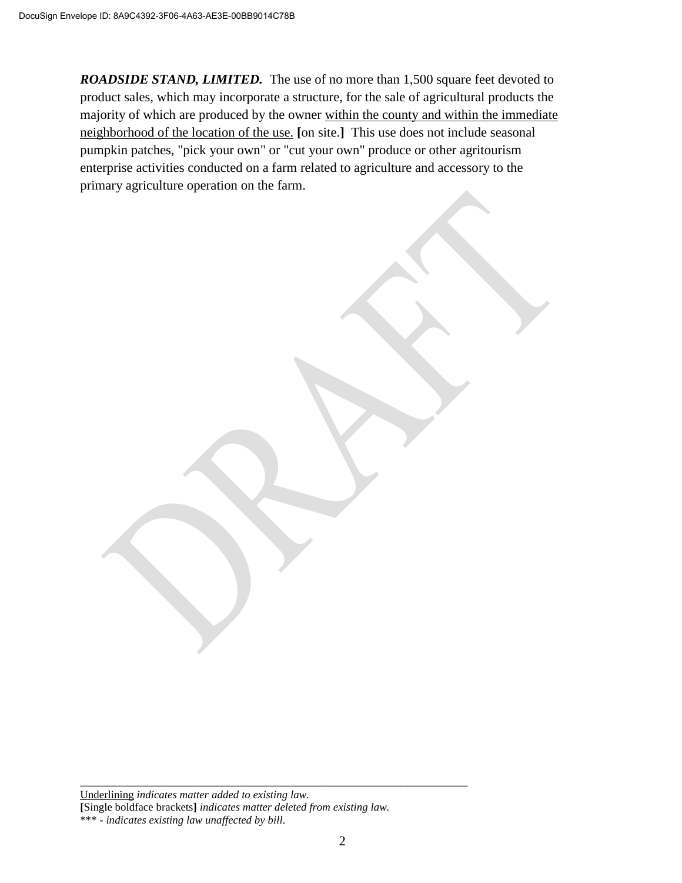***ROADSIDE STAND, LIMITED.*** The use of no more than 1,500 square feet devoted to product sales, which may incorporate a structure, for the sale of agricultural products the majority of which are produced by the owner <u>within the county and within the immediate neighborhood of the location of the use.</u> **[**on site.**]** This use does not include seasonal pumpkin patches, "pick your own" or "cut your own" produce or other agritourism enterprise activities conducted on a farm related to agriculture and accessory to the primary agriculture operation on the farm.

---

<u>Underlining</u> *indicates matter added to existing law.*
**[**Single boldface brackets**]** *indicates matter deleted from existing law.*
\*\*\* - *indicates existing law unaffected by bill.*